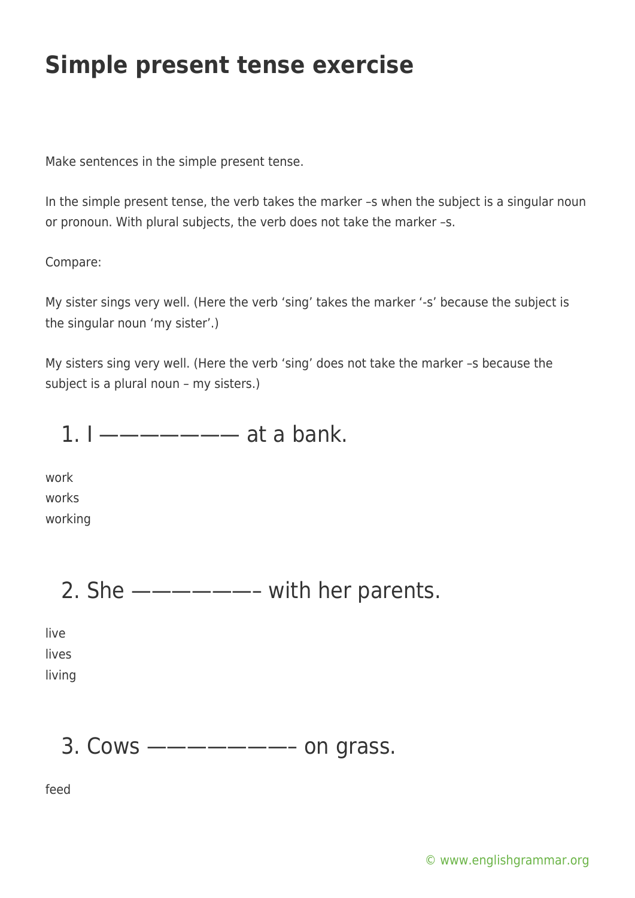# Simple present tense exercise

Make sentences in the simple present tense.

In the simple present tense, the verb takes the marker –s when the subject is a singular noun or pronoun. With plural subjects, the verb does not take the marker –s.

Compare:

My sister sings very well. (Here the verb 'sing' takes the marker '-s' because the subject is the singular noun 'my sister'.)

My sisters sing very well. (Here the verb 'sing' does not take the marker –s because the subject is a plural noun – my sisters.)

## 1. I ———————— at a bank.

work
works
working

## 2. She ———————– with her parents.

live
lives
living

## 3. Cows —————————– on grass.

feed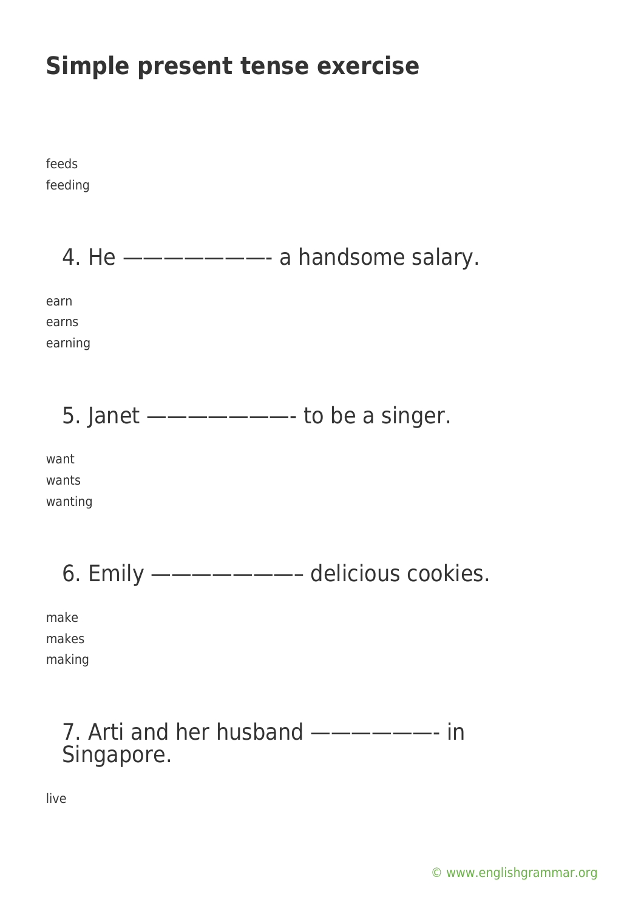# Simple present tense exercise

feeds
feeding

4. He ———————- a handsome salary.

earn
earns
earning

5. Janet ———————- to be a singer.

want
wants
wanting

6. Emily ———————– delicious cookies.

make
makes
making

7. Arti and her husband ——————- in Singapore.

live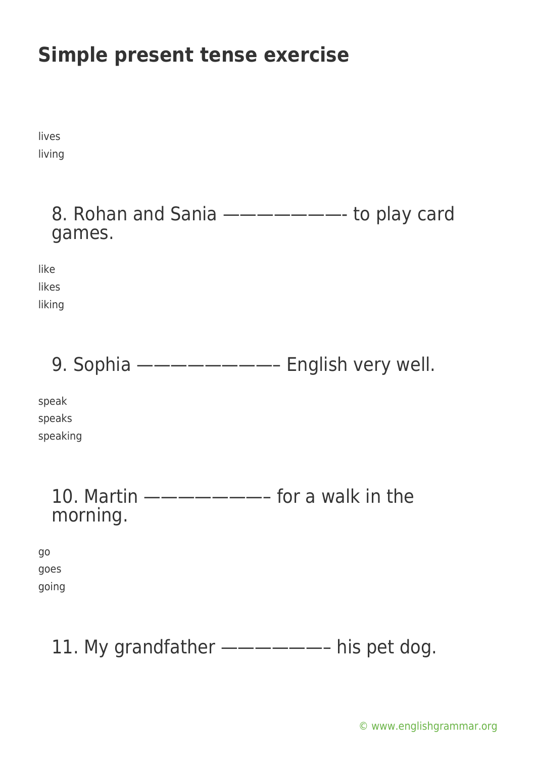# Simple present tense exercise

lives
living

8. Rohan and Sania ———————- to play card games.

like
likes
liking

9. Sophia —————————– English very well.

speak
speaks
speaking

10. Martin ————————– for a walk in the morning.

go
goes
going

11. My grandfather ———————– his pet dog.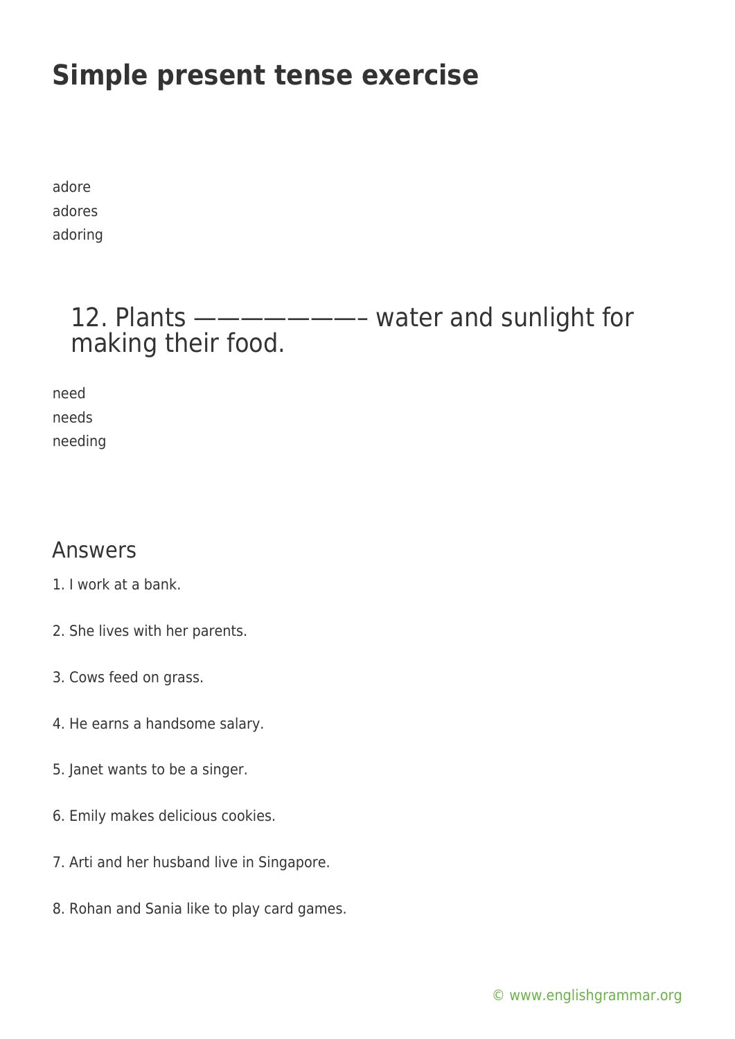# Simple present tense exercise

adore
adores
adoring

## 12. Plants ————————– water and sunlight for making their food.

need
needs
needing

## Answers

1. I work at a bank.

2. She lives with her parents.

3. Cows feed on grass.

4. He earns a handsome salary.

5. Janet wants to be a singer.

6. Emily makes delicious cookies.

7. Arti and her husband live in Singapore.

8. Rohan and Sania like to play card games.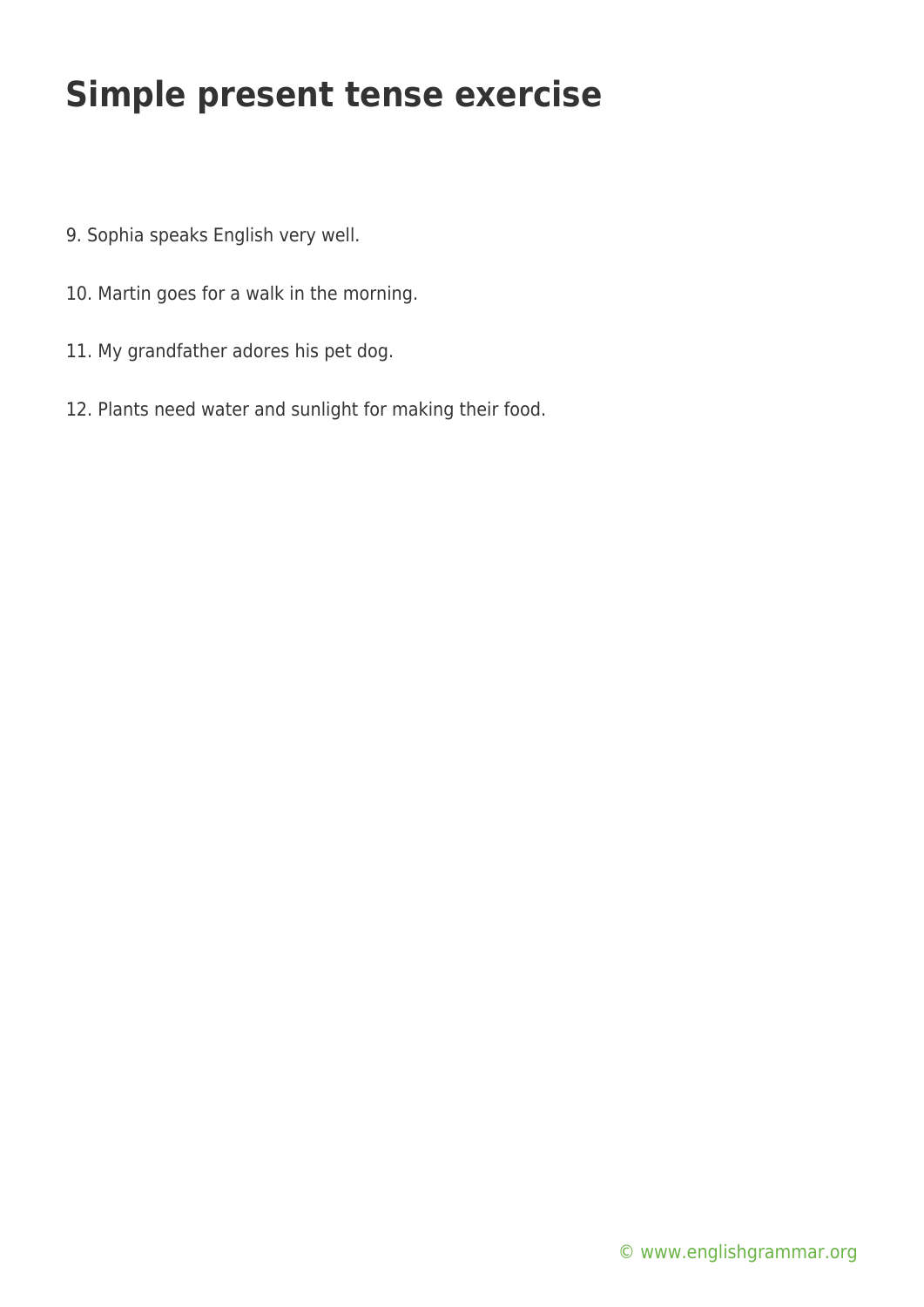# Simple present tense exercise

9. Sophia speaks English very well.

10. Martin goes for a walk in the morning.

11. My grandfather adores his pet dog.

12. Plants need water and sunlight for making their food.